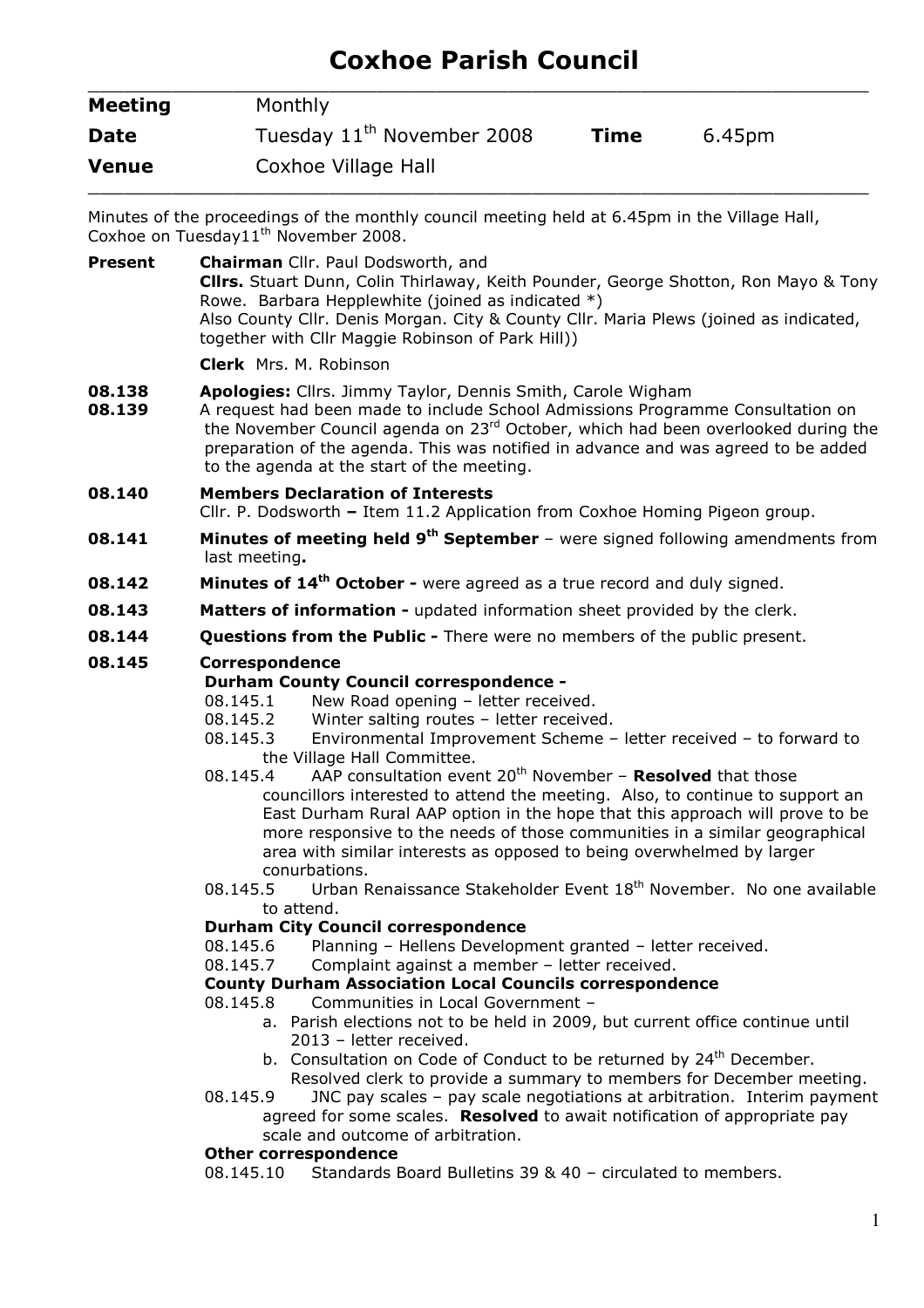# Coxhoe Parish Council

| | | | |
|---|---|---|---|
| **Meeting** | Monthly | | |
| **Date** | Tuesday 11th November 2008 | **Time** | 6.45pm |
| **Venue** | Coxhoe Village Hall | | |

Minutes of the proceedings of the monthly council meeting held at 6.45pm in the Village Hall, Coxhoe on Tuesday11th November 2008.

**Present** **Chairman** Cllr. Paul Dodsworth, and
**Cllrs.** Stuart Dunn, Colin Thirlaway, Keith Pounder, George Shotton, Ron Mayo & Tony Rowe. Barbara Hepplewhite (joined as indicated *)
Also County Cllr. Denis Morgan. City & County Cllr. Maria Plews (joined as indicated, together with Cllr Maggie Robinson of Park Hill))

**Clerk** Mrs. M. Robinson

**08.138** **Apologies:** Cllrs. Jimmy Taylor, Dennis Smith, Carole Wigham

**08.139** A request had been made to include School Admissions Programme Consultation on the November Council agenda on 23rd October, which had been overlooked during the preparation of the agenda. This was notified in advance and was agreed to be added to the agenda at the start of the meeting.

**08.140** **Members Declaration of Interests**
Cllr. P. Dodsworth **–** Item 11.2 Application from Coxhoe Homing Pigeon group.

**08.141** **Minutes of meeting held 9th September** – were signed following amendments from last meeting**.**

**08.142** **Minutes of 14th October -** were agreed as a true record and duly signed.

**08.143** **Matters of information -** updated information sheet provided by the clerk.

**08.144** **Questions from the Public -** There were no members of the public present.

**08.145** **Correspondence**

**Durham County Council correspondence -**

08.145.1 New Road opening – letter received.

08.145.2 Winter salting routes – letter received.

08.145.3 Environmental Improvement Scheme – letter received – to forward to the Village Hall Committee.

08.145.4 AAP consultation event 20th November – **Resolved** that those councillors interested to attend the meeting. Also, to continue to support an East Durham Rural AAP option in the hope that this approach will prove to be more responsive to the needs of those communities in a similar geographical area with similar interests as opposed to being overwhelmed by larger conurbations.

08.145.5 Urban Renaissance Stakeholder Event 18th November. No one available to attend.

**Durham City Council correspondence**

08.145.6 Planning – Hellens Development granted – letter received.

08.145.7 Complaint against a member – letter received.

**County Durham Association Local Councils correspondence**

08.145.8 Communities in Local Government –

a. Parish elections not to be held in 2009, but current office continue until 2013 – letter received.
b. Consultation on Code of Conduct to be returned by 24th December. Resolved clerk to provide a summary to members for December meeting.

08.145.9 JNC pay scales – pay scale negotiations at arbitration. Interim payment agreed for some scales. **Resolved** to await notification of appropriate pay scale and outcome of arbitration.

**Other correspondence**

08.145.10 Standards Board Bulletins 39 & 40 – circulated to members.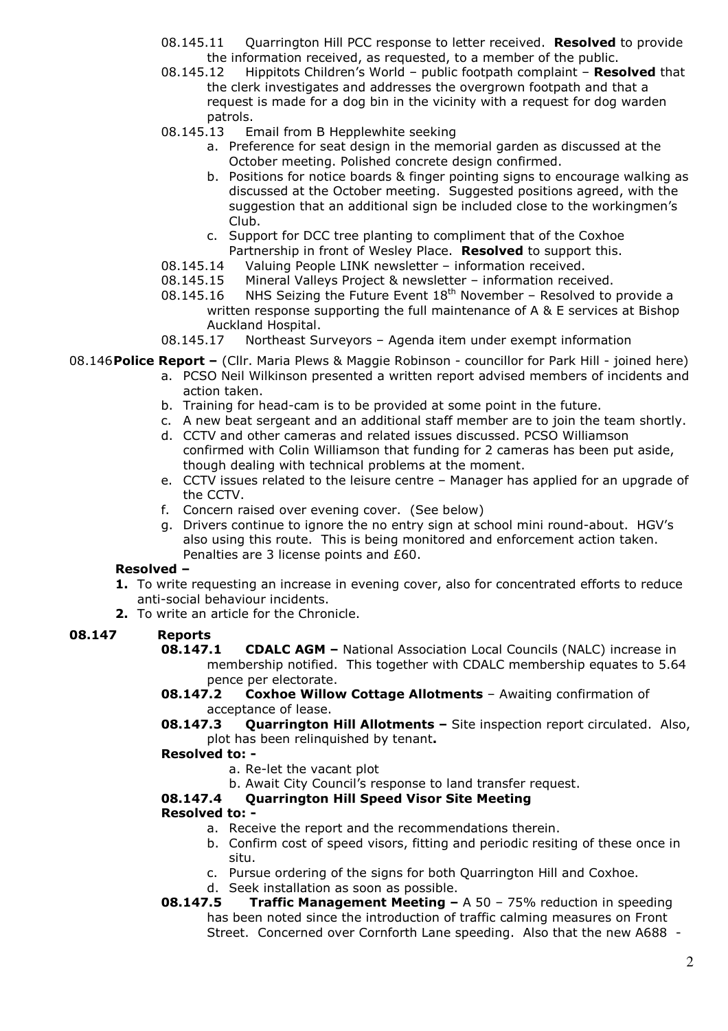08.145.11 Quarrington Hill PCC response to letter received. **Resolved** to provide the information received, as requested, to a member of the public.

08.145.12 Hippitots Children's World – public footpath complaint – **Resolved** that the clerk investigates and addresses the overgrown footpath and that a request is made for a dog bin in the vicinity with a request for dog warden patrols.

08.145.13 Email from B Hepplewhite seeking

- a. Preference for seat design in the memorial garden as discussed at the October meeting. Polished concrete design confirmed.
- b. Positions for notice boards & finger pointing signs to encourage walking as discussed at the October meeting. Suggested positions agreed, with the suggestion that an additional sign be included close to the workingmen's Club.
- c. Support for DCC tree planting to compliment that of the Coxhoe Partnership in front of Wesley Place. **Resolved** to support this.

08.145.14 Valuing People LINK newsletter – information received.

08.145.15 Mineral Valleys Project & newsletter – information received.

08.145.16 NHS Seizing the Future Event 18th November – Resolved to provide a written response supporting the full maintenance of A & E services at Bishop Auckland Hospital.

08.145.17 Northeast Surveyors – Agenda item under exempt information

08.146 **Police Report –** (Cllr. Maria Plews & Maggie Robinson - councillor for Park Hill - joined here)

- a. PCSO Neil Wilkinson presented a written report advised members of incidents and action taken.
- b. Training for head-cam is to be provided at some point in the future.
- c. A new beat sergeant and an additional staff member are to join the team shortly.
- d. CCTV and other cameras and related issues discussed. PCSO Williamson confirmed with Colin Williamson that funding for 2 cameras has been put aside, though dealing with technical problems at the moment.
- e. CCTV issues related to the leisure centre – Manager has applied for an upgrade of the CCTV.
- f. Concern raised over evening cover. (See below)
- g. Drivers continue to ignore the no entry sign at school mini round-about. HGV's also using this route. This is being monitored and enforcement action taken. Penalties are 3 license points and £60.

**Resolved –**

1. To write requesting an increase in evening cover, also for concentrated efforts to reduce anti-social behaviour incidents.
2. To write an article for the Chronicle.

**08.147 Reports**

**08.147.1 CDALC AGM –** National Association Local Councils (NALC) increase in membership notified. This together with CDALC membership equates to 5.64 pence per electorate.

**08.147.2 Coxhoe Willow Cottage Allotments** – Awaiting confirmation of acceptance of lease.

**08.147.3 Quarrington Hill Allotments –** Site inspection report circulated. Also, plot has been relinquished by tenant**.**

**Resolved to: -**

- a. Re-let the vacant plot
- b. Await City Council's response to land transfer request.

**08.147.4 Quarrington Hill Speed Visor Site Meeting**

**Resolved to: -**

- a. Receive the report and the recommendations therein.
- b. Confirm cost of speed visors, fitting and periodic resiting of these once in situ.
- c. Pursue ordering of the signs for both Quarrington Hill and Coxhoe.
- d. Seek installation as soon as possible.

**08.147.5 Traffic Management Meeting –** A 50 – 75% reduction in speeding has been noted since the introduction of traffic calming measures on Front Street. Concerned over Cornforth Lane speeding. Also that the new A688 -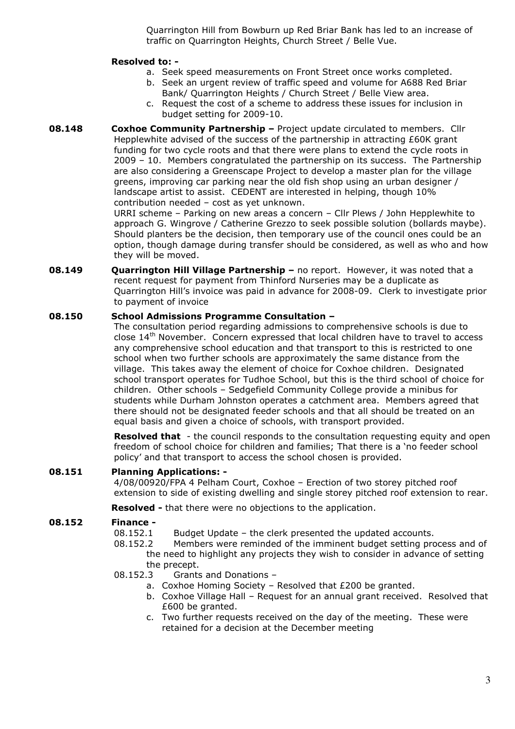Quarrington Hill from Bowburn up Red Briar Bank has led to an increase of traffic on Quarrington Heights, Church Street / Belle Vue.

**Resolved to: -**

a. Seek speed measurements on Front Street once works completed.
b. Seek an urgent review of traffic speed and volume for A688 Red Briar Bank/ Quarrington Heights / Church Street / Belle View area.
c. Request the cost of a scheme to address these issues for inclusion in budget setting for 2009-10.

**08.148 Coxhoe Community Partnership –** Project update circulated to members. Cllr Hepplewhite advised of the success of the partnership in attracting £60K grant funding for two cycle roots and that there were plans to extend the cycle roots in 2009 – 10. Members congratulated the partnership on its success. The Partnership are also considering a Greenscape Project to develop a master plan for the village greens, improving car parking near the old fish shop using an urban designer / landscape artist to assist. CEDENT are interested in helping, though 10% contribution needed – cost as yet unknown.

URRI scheme – Parking on new areas a concern – Cllr Plews / John Hepplewhite to approach G. Wingrove / Catherine Grezzo to seek possible solution (bollards maybe). Should planters be the decision, then temporary use of the council ones could be an option, though damage during transfer should be considered, as well as who and how they will be moved.

**08.149 Quarrington Hill Village Partnership –** no report. However, it was noted that a recent request for payment from Thinford Nurseries may be a duplicate as Quarrington Hill's invoice was paid in advance for 2008-09. Clerk to investigate prior to payment of invoice

**08.150 School Admissions Programme Consultation –**

The consultation period regarding admissions to comprehensive schools is due to close 14th November. Concern expressed that local children have to travel to access any comprehensive school education and that transport to this is restricted to one school when two further schools are approximately the same distance from the village. This takes away the element of choice for Coxhoe children. Designated school transport operates for Tudhoe School, but this is the third school of choice for children. Other schools – Sedgefield Community College provide a minibus for students while Durham Johnston operates a catchment area. Members agreed that there should not be designated feeder schools and that all should be treated on an equal basis and given a choice of schools, with transport provided.

**Resolved that** - the council responds to the consultation requesting equity and open freedom of school choice for children and families; That there is a 'no feeder school policy' and that transport to access the school chosen is provided.

**08.151 Planning Applications: -**

4/08/00920/FPA 4 Pelham Court, Coxhoe – Erection of two storey pitched roof extension to side of existing dwelling and single storey pitched roof extension to rear.

**Resolved -** that there were no objections to the application.

**08.152 Finance -**

08.152.1 Budget Update – the clerk presented the updated accounts.

08.152.2 Members were reminded of the imminent budget setting process and of the need to highlight any projects they wish to consider in advance of setting the precept.

08.152.3 Grants and Donations –

a. Coxhoe Homing Society – Resolved that £200 be granted.
b. Coxhoe Village Hall – Request for an annual grant received. Resolved that £600 be granted.
c. Two further requests received on the day of the meeting. These were retained for a decision at the December meeting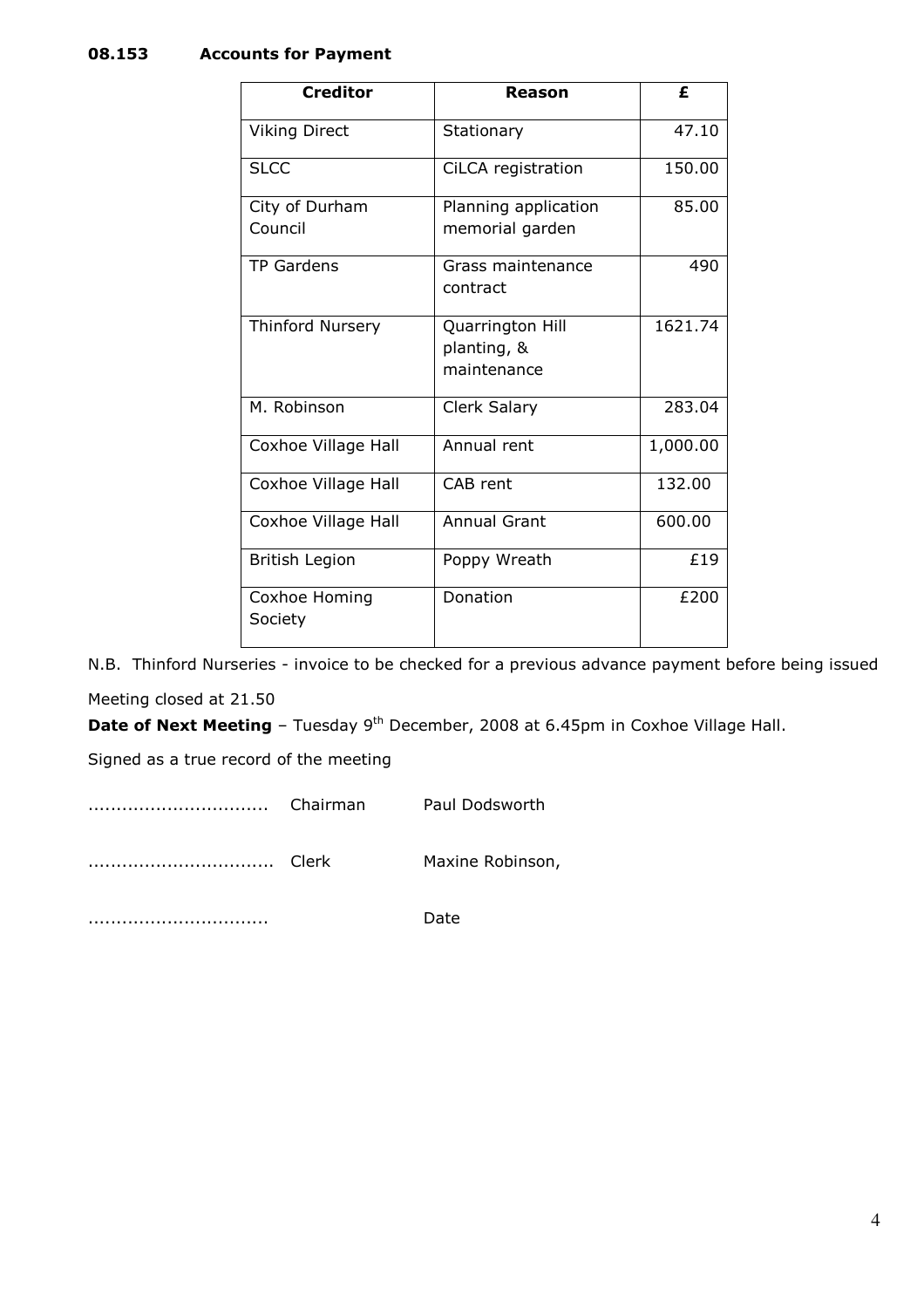**08.153 Accounts for Payment**

| Creditor | Reason | £ |
|---|---|---|
| Viking Direct | Stationary | 47.10 |
| SLCC | CiLCA registration | 150.00 |
| City of Durham Council | Planning application memorial garden | 85.00 |
| TP Gardens | Grass maintenance contract | 490 |
| Thinford Nursery | Quarrington Hill planting, & maintenance | 1621.74 |
| M. Robinson | Clerk Salary | 283.04 |
| Coxhoe Village Hall | Annual rent | 1,000.00 |
| Coxhoe Village Hall | CAB rent | 132.00 |
| Coxhoe Village Hall | Annual Grant | 600.00 |
| British Legion | Poppy Wreath | £19 |
| Coxhoe Homing Society | Donation | £200 |

N.B. Thinford Nurseries - invoice to be checked for a previous advance payment before being issued

Meeting closed at 21.50

**Date of Next Meeting** – Tuesday 9th December, 2008 at 6.45pm in Coxhoe Village Hall.

Signed as a true record of the meeting

................................ Chairman Paul Dodsworth

................................ Clerk Maxine Robinson,

................................ Date